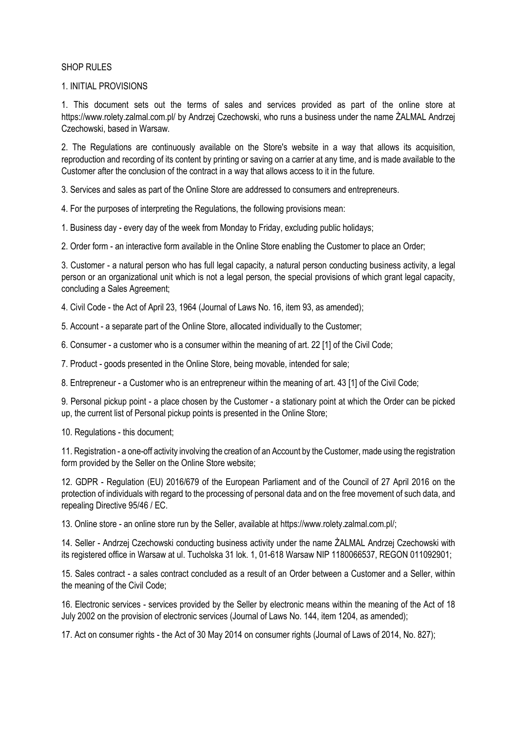SHOP RULES

1. INITIAL PROVISIONS

1. This document sets out the terms of sales and services provided as part of the online store at https://www.rolety.zalmal.com.pl/ by Andrzej Czechowski, who runs a business under the name ŻALMAL Andrzej Czechowski, based in Warsaw.

2. The Regulations are continuously available on the Store's website in a way that allows its acquisition, reproduction and recording of its content by printing or saving on a carrier at any time, and is made available to the Customer after the conclusion of the contract in a way that allows access to it in the future.

3. Services and sales as part of the Online Store are addressed to consumers and entrepreneurs.

4. For the purposes of interpreting the Regulations, the following provisions mean:

1. Business day - every day of the week from Monday to Friday, excluding public holidays;

2. Order form - an interactive form available in the Online Store enabling the Customer to place an Order;

3. Customer - a natural person who has full legal capacity, a natural person conducting business activity, a legal person or an organizational unit which is not a legal person, the special provisions of which grant legal capacity, concluding a Sales Agreement;

4. Civil Code - the Act of April 23, 1964 (Journal of Laws No. 16, item 93, as amended);

5. Account - a separate part of the Online Store, allocated individually to the Customer;

6. Consumer - a customer who is a consumer within the meaning of art. 22 [1] of the Civil Code;

7. Product - goods presented in the Online Store, being movable, intended for sale;

8. Entrepreneur - a Customer who is an entrepreneur within the meaning of art. 43 [1] of the Civil Code;

9. Personal pickup point - a place chosen by the Customer - a stationary point at which the Order can be picked up, the current list of Personal pickup points is presented in the Online Store;

10. Regulations - this document;

11. Registration - a one-off activity involving the creation of an Account by the Customer, made using the registration form provided by the Seller on the Online Store website;

12. GDPR - Regulation (EU) 2016/679 of the European Parliament and of the Council of 27 April 2016 on the protection of individuals with regard to the processing of personal data and on the free movement of such data, and repealing Directive 95/46 / EC.

13. Online store - an online store run by the Seller, available at https://www.rolety.zalmal.com.pl/;

14. Seller - Andrzej Czechowski conducting business activity under the name ŻALMAL Andrzej Czechowski with its registered office in Warsaw at ul. Tucholska 31 lok. 1, 01-618 Warsaw NIP 1180066537, REGON 011092901;

15. Sales contract - a sales contract concluded as a result of an Order between a Customer and a Seller, within the meaning of the Civil Code;

16. Electronic services - services provided by the Seller by electronic means within the meaning of the Act of 18 July 2002 on the provision of electronic services (Journal of Laws No. 144, item 1204, as amended);

17. Act on consumer rights - the Act of 30 May 2014 on consumer rights (Journal of Laws of 2014, No. 827);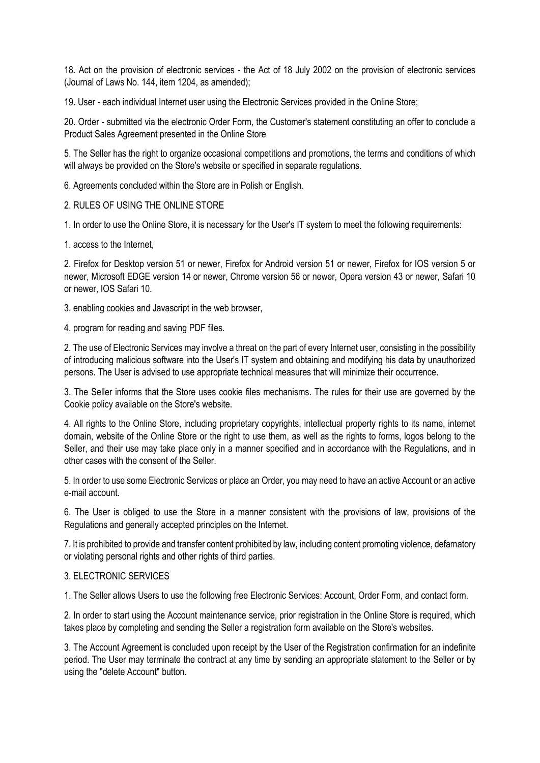18. Act on the provision of electronic services - the Act of 18 July 2002 on the provision of electronic services (Journal of Laws No. 144, item 1204, as amended);

19. User - each individual Internet user using the Electronic Services provided in the Online Store;

20. Order - submitted via the electronic Order Form, the Customer's statement constituting an offer to conclude a Product Sales Agreement presented in the Online Store

5. The Seller has the right to organize occasional competitions and promotions, the terms and conditions of which will always be provided on the Store's website or specified in separate regulations.

6. Agreements concluded within the Store are in Polish or English.

## 2. RULES OF USING THE ONLINE STORE

1. In order to use the Online Store, it is necessary for the User's IT system to meet the following requirements:

1. access to the Internet,

2. Firefox for Desktop version 51 or newer, Firefox for Android version 51 or newer, Firefox for IOS version 5 or newer, Microsoft EDGE version 14 or newer, Chrome version 56 or newer, Opera version 43 or newer, Safari 10 or newer, IOS Safari 10.

3. enabling cookies and Javascript in the web browser,

4. program for reading and saving PDF files.

2. The use of Electronic Services may involve a threat on the part of every Internet user, consisting in the possibility of introducing malicious software into the User's IT system and obtaining and modifying his data by unauthorized persons. The User is advised to use appropriate technical measures that will minimize their occurrence.

3. The Seller informs that the Store uses cookie files mechanisms. The rules for their use are governed by the Cookie policy available on the Store's website.

4. All rights to the Online Store, including proprietary copyrights, intellectual property rights to its name, internet domain, website of the Online Store or the right to use them, as well as the rights to forms, logos belong to the Seller, and their use may take place only in a manner specified and in accordance with the Regulations, and in other cases with the consent of the Seller.

5. In order to use some Electronic Services or place an Order, you may need to have an active Account or an active e-mail account.

6. The User is obliged to use the Store in a manner consistent with the provisions of law, provisions of the Regulations and generally accepted principles on the Internet.

7. It is prohibited to provide and transfer content prohibited by law, including content promoting violence, defamatory or violating personal rights and other rights of third parties.

## 3. ELECTRONIC SERVICES

1. The Seller allows Users to use the following free Electronic Services: Account, Order Form, and contact form.

2. In order to start using the Account maintenance service, prior registration in the Online Store is required, which takes place by completing and sending the Seller a registration form available on the Store's websites.

3. The Account Agreement is concluded upon receipt by the User of the Registration confirmation for an indefinite period. The User may terminate the contract at any time by sending an appropriate statement to the Seller or by using the "delete Account" button.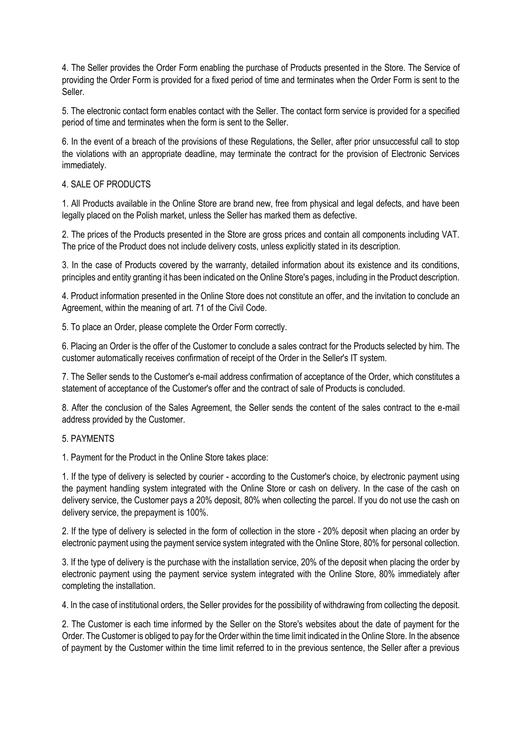4. The Seller provides the Order Form enabling the purchase of Products presented in the Store. The Service of providing the Order Form is provided for a fixed period of time and terminates when the Order Form is sent to the Seller.

5. The electronic contact form enables contact with the Seller. The contact form service is provided for a specified period of time and terminates when the form is sent to the Seller.

6. In the event of a breach of the provisions of these Regulations, the Seller, after prior unsuccessful call to stop the violations with an appropriate deadline, may terminate the contract for the provision of Electronic Services immediately.

## 4. SALE OF PRODUCTS

1. All Products available in the Online Store are brand new, free from physical and legal defects, and have been legally placed on the Polish market, unless the Seller has marked them as defective.

2. The prices of the Products presented in the Store are gross prices and contain all components including VAT. The price of the Product does not include delivery costs, unless explicitly stated in its description.

3. In the case of Products covered by the warranty, detailed information about its existence and its conditions, principles and entity granting it has been indicated on the Online Store's pages, including in the Product description.

4. Product information presented in the Online Store does not constitute an offer, and the invitation to conclude an Agreement, within the meaning of art. 71 of the Civil Code.

5. To place an Order, please complete the Order Form correctly.

6. Placing an Order is the offer of the Customer to conclude a sales contract for the Products selected by him. The customer automatically receives confirmation of receipt of the Order in the Seller's IT system.

7. The Seller sends to the Customer's e-mail address confirmation of acceptance of the Order, which constitutes a statement of acceptance of the Customer's offer and the contract of sale of Products is concluded.

8. After the conclusion of the Sales Agreement, the Seller sends the content of the sales contract to the e-mail address provided by the Customer.

## 5. PAYMENTS

1. Payment for the Product in the Online Store takes place:

1. If the type of delivery is selected by courier - according to the Customer's choice, by electronic payment using the payment handling system integrated with the Online Store or cash on delivery. In the case of the cash on delivery service, the Customer pays a 20% deposit, 80% when collecting the parcel. If you do not use the cash on delivery service, the prepayment is 100%.

2. If the type of delivery is selected in the form of collection in the store - 20% deposit when placing an order by electronic payment using the payment service system integrated with the Online Store, 80% for personal collection.

3. If the type of delivery is the purchase with the installation service, 20% of the deposit when placing the order by electronic payment using the payment service system integrated with the Online Store, 80% immediately after completing the installation.

4. In the case of institutional orders, the Seller provides for the possibility of withdrawing from collecting the deposit.

2. The Customer is each time informed by the Seller on the Store's websites about the date of payment for the Order. The Customer is obliged to pay for the Order within the time limit indicated in the Online Store. In the absence of payment by the Customer within the time limit referred to in the previous sentence, the Seller after a previous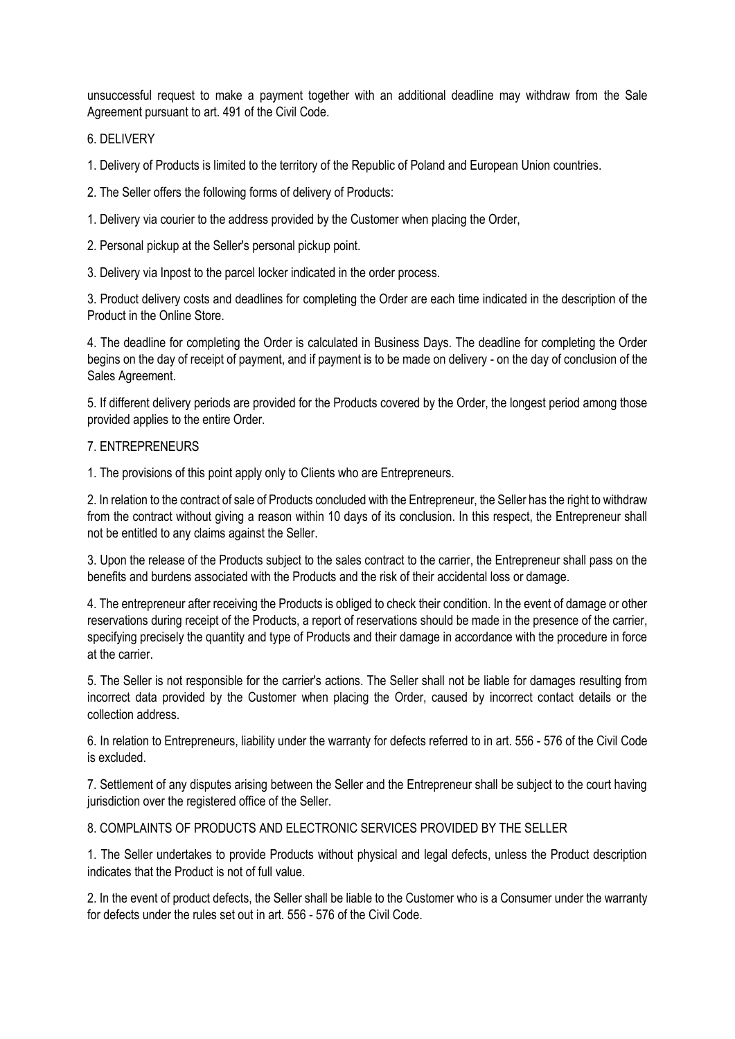unsuccessful request to make a payment together with an additional deadline may withdraw from the Sale Agreement pursuant to art. 491 of the Civil Code.

## 6. DELIVERY

1. Delivery of Products is limited to the territory of the Republic of Poland and European Union countries.

2. The Seller offers the following forms of delivery of Products:

1. Delivery via courier to the address provided by the Customer when placing the Order,

2. Personal pickup at the Seller's personal pickup point.

3. Delivery via Inpost to the parcel locker indicated in the order process.

3. Product delivery costs and deadlines for completing the Order are each time indicated in the description of the Product in the Online Store.

4. The deadline for completing the Order is calculated in Business Days. The deadline for completing the Order begins on the day of receipt of payment, and if payment is to be made on delivery - on the day of conclusion of the Sales Agreement.

5. If different delivery periods are provided for the Products covered by the Order, the longest period among those provided applies to the entire Order.

## 7. ENTREPRENEURS

1. The provisions of this point apply only to Clients who are Entrepreneurs.

2. In relation to the contract of sale of Products concluded with the Entrepreneur, the Seller has the right to withdraw from the contract without giving a reason within 10 days of its conclusion. In this respect, the Entrepreneur shall not be entitled to any claims against the Seller.

3. Upon the release of the Products subject to the sales contract to the carrier, the Entrepreneur shall pass on the benefits and burdens associated with the Products and the risk of their accidental loss or damage.

4. The entrepreneur after receiving the Products is obliged to check their condition. In the event of damage or other reservations during receipt of the Products, a report of reservations should be made in the presence of the carrier, specifying precisely the quantity and type of Products and their damage in accordance with the procedure in force at the carrier.

5. The Seller is not responsible for the carrier's actions. The Seller shall not be liable for damages resulting from incorrect data provided by the Customer when placing the Order, caused by incorrect contact details or the collection address.

6. In relation to Entrepreneurs, liability under the warranty for defects referred to in art. 556 - 576 of the Civil Code is excluded.

7. Settlement of any disputes arising between the Seller and the Entrepreneur shall be subject to the court having jurisdiction over the registered office of the Seller.

## 8. COMPLAINTS OF PRODUCTS AND ELECTRONIC SERVICES PROVIDED BY THE SELLER

1. The Seller undertakes to provide Products without physical and legal defects, unless the Product description indicates that the Product is not of full value.

2. In the event of product defects, the Seller shall be liable to the Customer who is a Consumer under the warranty for defects under the rules set out in art. 556 - 576 of the Civil Code.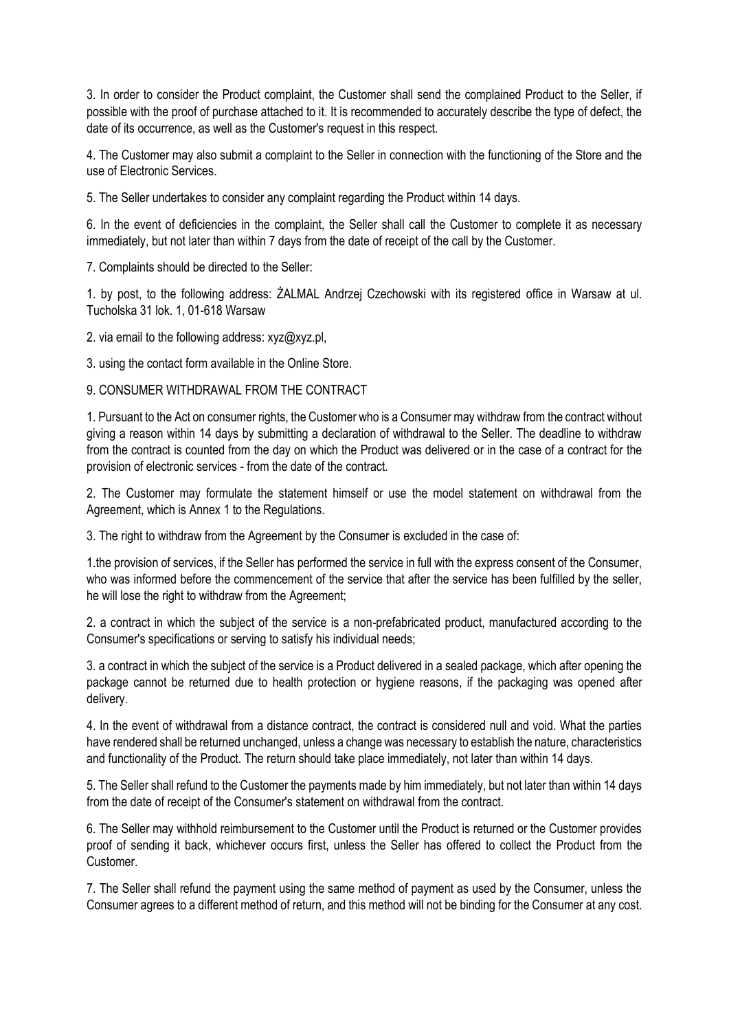3. In order to consider the Product complaint, the Customer shall send the complained Product to the Seller, if possible with the proof of purchase attached to it. It is recommended to accurately describe the type of defect, the date of its occurrence, as well as the Customer's request in this respect.

4. The Customer may also submit a complaint to the Seller in connection with the functioning of the Store and the use of Electronic Services.

5. The Seller undertakes to consider any complaint regarding the Product within 14 days.

6. In the event of deficiencies in the complaint, the Seller shall call the Customer to complete it as necessary immediately, but not later than within 7 days from the date of receipt of the call by the Customer.

7. Complaints should be directed to the Seller:

1. by post, to the following address: ŻALMAL Andrzej Czechowski with its registered office in Warsaw at ul. Tucholska 31 lok. 1, 01-618 Warsaw

2. via email to the following address: xyz@xyz.pl,

3. using the contact form available in the Online Store.

9. CONSUMER WITHDRAWAL FROM THE CONTRACT

1. Pursuant to the Act on consumer rights, the Customer who is a Consumer may withdraw from the contract without giving a reason within 14 days by submitting a declaration of withdrawal to the Seller. The deadline to withdraw from the contract is counted from the day on which the Product was delivered or in the case of a contract for the provision of electronic services - from the date of the contract.

2. The Customer may formulate the statement himself or use the model statement on withdrawal from the Agreement, which is Annex 1 to the Regulations.

3. The right to withdraw from the Agreement by the Consumer is excluded in the case of:

1.the provision of services, if the Seller has performed the service in full with the express consent of the Consumer, who was informed before the commencement of the service that after the service has been fulfilled by the seller, he will lose the right to withdraw from the Agreement;

2. a contract in which the subject of the service is a non-prefabricated product, manufactured according to the Consumer's specifications or serving to satisfy his individual needs;

3. a contract in which the subject of the service is a Product delivered in a sealed package, which after opening the package cannot be returned due to health protection or hygiene reasons, if the packaging was opened after delivery.

4. In the event of withdrawal from a distance contract, the contract is considered null and void. What the parties have rendered shall be returned unchanged, unless a change was necessary to establish the nature, characteristics and functionality of the Product. The return should take place immediately, not later than within 14 days.

5. The Seller shall refund to the Customer the payments made by him immediately, but not later than within 14 days from the date of receipt of the Consumer's statement on withdrawal from the contract.

6. The Seller may withhold reimbursement to the Customer until the Product is returned or the Customer provides proof of sending it back, whichever occurs first, unless the Seller has offered to collect the Product from the Customer.

7. The Seller shall refund the payment using the same method of payment as used by the Consumer, unless the Consumer agrees to a different method of return, and this method will not be binding for the Consumer at any cost.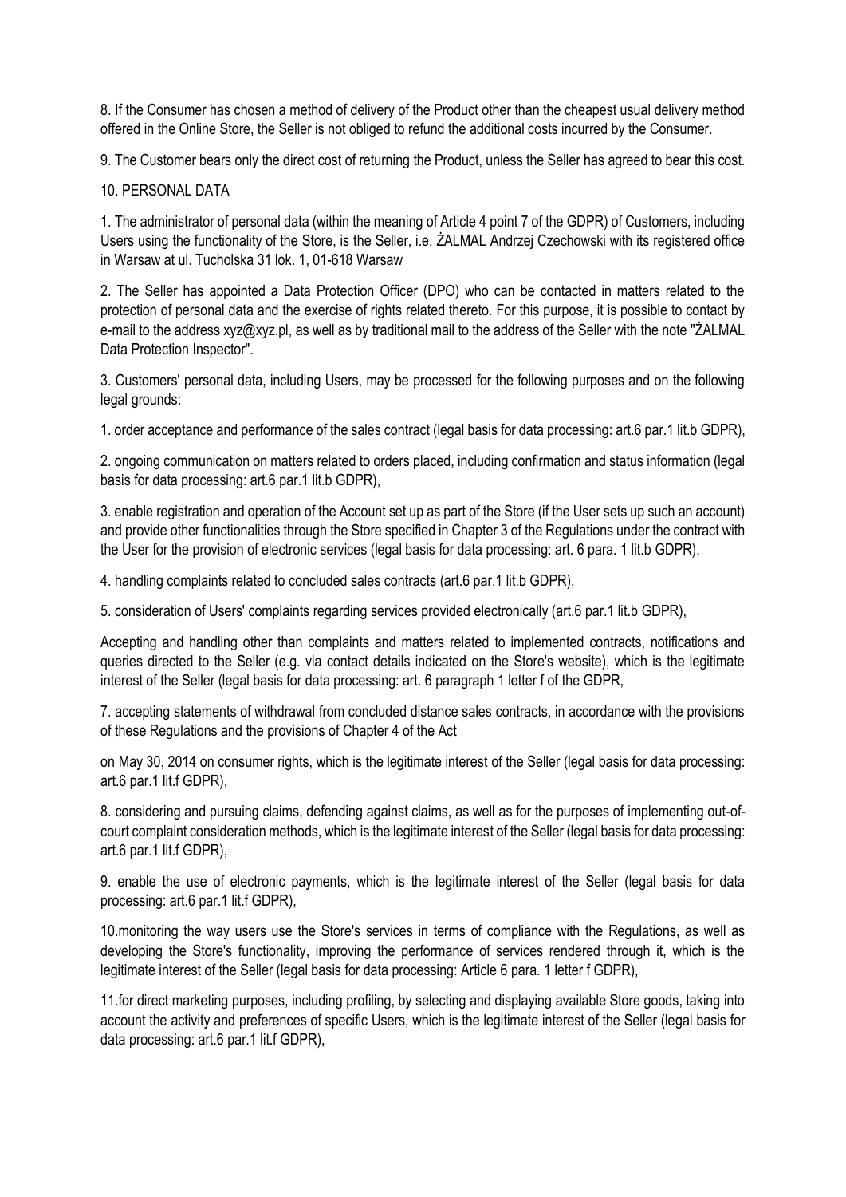8. If the Consumer has chosen a method of delivery of the Product other than the cheapest usual delivery method offered in the Online Store, the Seller is not obliged to refund the additional costs incurred by the Consumer.

9. The Customer bears only the direct cost of returning the Product, unless the Seller has agreed to bear this cost.

10. PERSONAL DATA

1. The administrator of personal data (within the meaning of Article 4 point 7 of the GDPR) of Customers, including Users using the functionality of the Store, is the Seller, i.e. ŻALMAL Andrzej Czechowski with its registered office in Warsaw at ul. Tucholska 31 lok. 1, 01-618 Warsaw

2. The Seller has appointed a Data Protection Officer (DPO) who can be contacted in matters related to the protection of personal data and the exercise of rights related thereto. For this purpose, it is possible to contact by e-mail to the address xyz@xyz.pl, as well as by traditional mail to the address of the Seller with the note "ŻALMAL Data Protection Inspector".

3. Customers' personal data, including Users, may be processed for the following purposes and on the following legal grounds:

1. order acceptance and performance of the sales contract (legal basis for data processing: art.6 par.1 lit.b GDPR),

2. ongoing communication on matters related to orders placed, including confirmation and status information (legal basis for data processing: art.6 par.1 lit.b GDPR),

3. enable registration and operation of the Account set up as part of the Store (if the User sets up such an account) and provide other functionalities through the Store specified in Chapter 3 of the Regulations under the contract with the User for the provision of electronic services (legal basis for data processing: art. 6 para. 1 lit.b GDPR),

4. handling complaints related to concluded sales contracts (art.6 par.1 lit.b GDPR),

5. consideration of Users' complaints regarding services provided electronically (art.6 par.1 lit.b GDPR),

Accepting and handling other than complaints and matters related to implemented contracts, notifications and queries directed to the Seller (e.g. via contact details indicated on the Store's website), which is the legitimate interest of the Seller (legal basis for data processing: art. 6 paragraph 1 letter f of the GDPR,

7. accepting statements of withdrawal from concluded distance sales contracts, in accordance with the provisions of these Regulations and the provisions of Chapter 4 of the Act

on May 30, 2014 on consumer rights, which is the legitimate interest of the Seller (legal basis for data processing: art.6 par.1 lit.f GDPR),

8. considering and pursuing claims, defending against claims, as well as for the purposes of implementing out-of-court complaint consideration methods, which is the legitimate interest of the Seller (legal basis for data processing: art.6 par.1 lit.f GDPR),

9. enable the use of electronic payments, which is the legitimate interest of the Seller (legal basis for data processing: art.6 par.1 lit.f GDPR),

10.monitoring the way users use the Store's services in terms of compliance with the Regulations, as well as developing the Store's functionality, improving the performance of services rendered through it, which is the legitimate interest of the Seller (legal basis for data processing: Article 6 para. 1 letter f GDPR),

11.for direct marketing purposes, including profiling, by selecting and displaying available Store goods, taking into account the activity and preferences of specific Users, which is the legitimate interest of the Seller (legal basis for data processing: art.6 par.1 lit.f GDPR),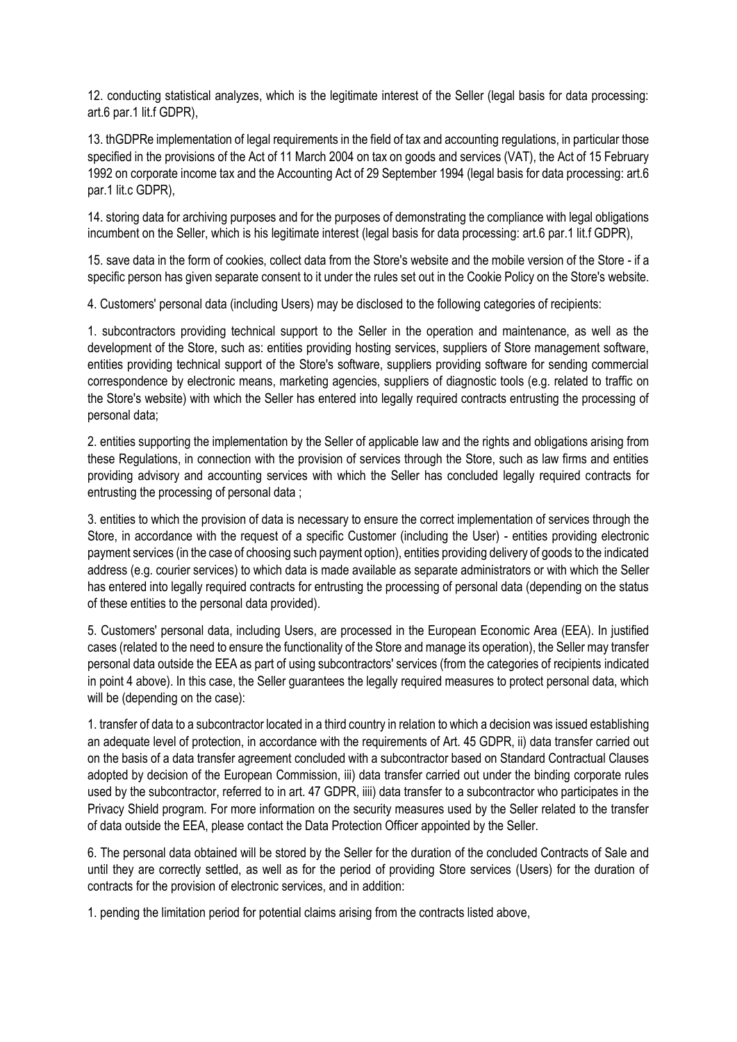12. conducting statistical analyzes, which is the legitimate interest of the Seller (legal basis for data processing: art.6 par.1 lit.f GDPR),

13. thGDPRe implementation of legal requirements in the field of tax and accounting regulations, in particular those specified in the provisions of the Act of 11 March 2004 on tax on goods and services (VAT), the Act of 15 February 1992 on corporate income tax and the Accounting Act of 29 September 1994 (legal basis for data processing: art.6 par.1 lit.c GDPR),

14. storing data for archiving purposes and for the purposes of demonstrating the compliance with legal obligations incumbent on the Seller, which is his legitimate interest (legal basis for data processing: art.6 par.1 lit.f GDPR),

15. save data in the form of cookies, collect data from the Store's website and the mobile version of the Store - if a specific person has given separate consent to it under the rules set out in the Cookie Policy on the Store's website.

4. Customers' personal data (including Users) may be disclosed to the following categories of recipients:

1. subcontractors providing technical support to the Seller in the operation and maintenance, as well as the development of the Store, such as: entities providing hosting services, suppliers of Store management software, entities providing technical support of the Store's software, suppliers providing software for sending commercial correspondence by electronic means, marketing agencies, suppliers of diagnostic tools (e.g. related to traffic on the Store's website) with which the Seller has entered into legally required contracts entrusting the processing of personal data;

2. entities supporting the implementation by the Seller of applicable law and the rights and obligations arising from these Regulations, in connection with the provision of services through the Store, such as law firms and entities providing advisory and accounting services with which the Seller has concluded legally required contracts for entrusting the processing of personal data ;

3. entities to which the provision of data is necessary to ensure the correct implementation of services through the Store, in accordance with the request of a specific Customer (including the User) - entities providing electronic payment services (in the case of choosing such payment option), entities providing delivery of goods to the indicated address (e.g. courier services) to which data is made available as separate administrators or with which the Seller has entered into legally required contracts for entrusting the processing of personal data (depending on the status of these entities to the personal data provided).

5. Customers' personal data, including Users, are processed in the European Economic Area (EEA). In justified cases (related to the need to ensure the functionality of the Store and manage its operation), the Seller may transfer personal data outside the EEA as part of using subcontractors' services (from the categories of recipients indicated in point 4 above). In this case, the Seller guarantees the legally required measures to protect personal data, which will be (depending on the case):

1. transfer of data to a subcontractor located in a third country in relation to which a decision was issued establishing an adequate level of protection, in accordance with the requirements of Art. 45 GDPR, ii) data transfer carried out on the basis of a data transfer agreement concluded with a subcontractor based on Standard Contractual Clauses adopted by decision of the European Commission, iii) data transfer carried out under the binding corporate rules used by the subcontractor, referred to in art. 47 GDPR, iiii) data transfer to a subcontractor who participates in the Privacy Shield program. For more information on the security measures used by the Seller related to the transfer of data outside the EEA, please contact the Data Protection Officer appointed by the Seller.

6. The personal data obtained will be stored by the Seller for the duration of the concluded Contracts of Sale and until they are correctly settled, as well as for the period of providing Store services (Users) for the duration of contracts for the provision of electronic services, and in addition:

1. pending the limitation period for potential claims arising from the contracts listed above,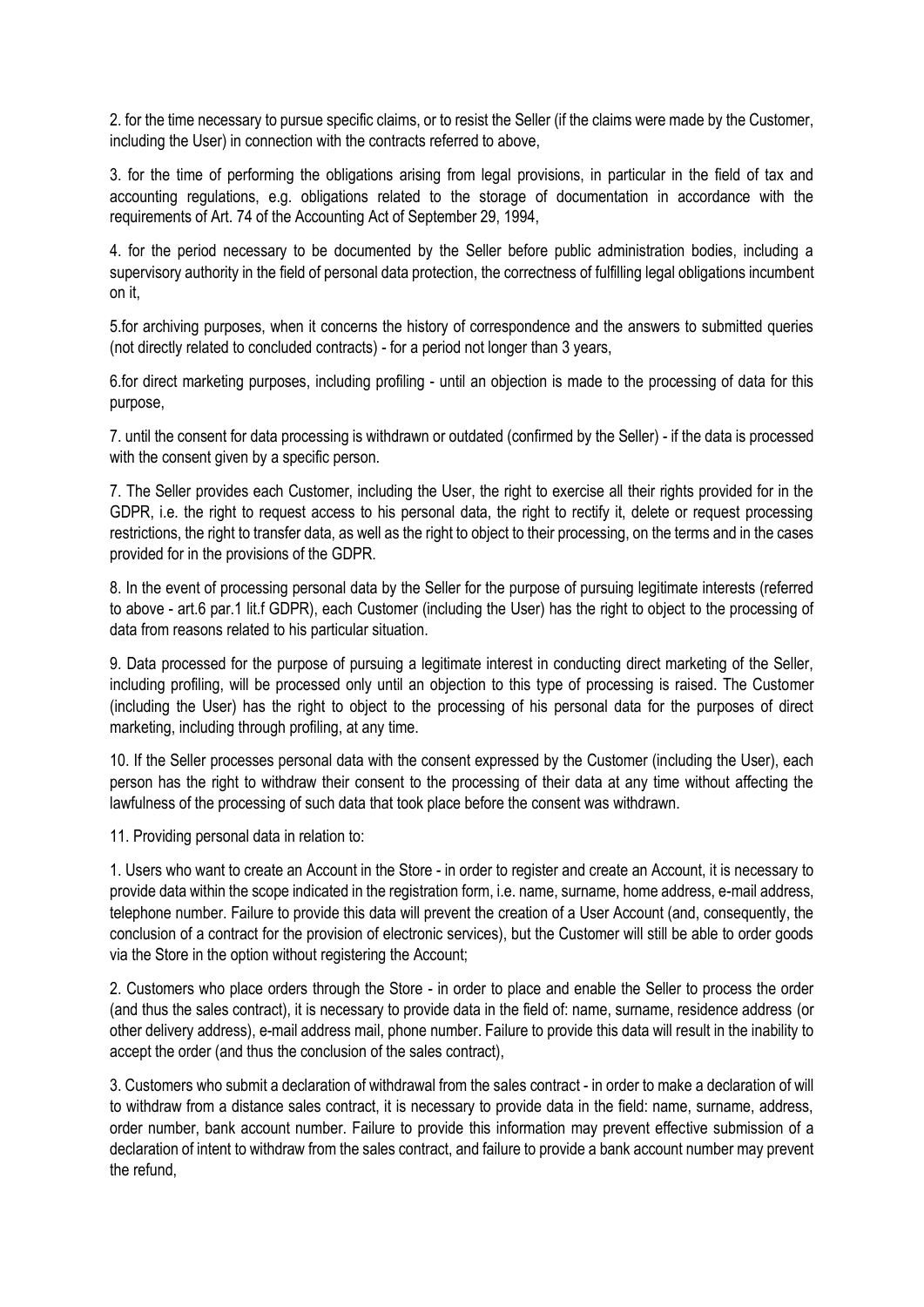2. for the time necessary to pursue specific claims, or to resist the Seller (if the claims were made by the Customer, including the User) in connection with the contracts referred to above,

3. for the time of performing the obligations arising from legal provisions, in particular in the field of tax and accounting regulations, e.g. obligations related to the storage of documentation in accordance with the requirements of Art. 74 of the Accounting Act of September 29, 1994,

4. for the period necessary to be documented by the Seller before public administration bodies, including a supervisory authority in the field of personal data protection, the correctness of fulfilling legal obligations incumbent on it,

5.for archiving purposes, when it concerns the history of correspondence and the answers to submitted queries (not directly related to concluded contracts) - for a period not longer than 3 years,

6.for direct marketing purposes, including profiling - until an objection is made to the processing of data for this purpose,

7. until the consent for data processing is withdrawn or outdated (confirmed by the Seller) - if the data is processed with the consent given by a specific person.

7. The Seller provides each Customer, including the User, the right to exercise all their rights provided for in the GDPR, i.e. the right to request access to his personal data, the right to rectify it, delete or request processing restrictions, the right to transfer data, as well as the right to object to their processing, on the terms and in the cases provided for in the provisions of the GDPR.

8. In the event of processing personal data by the Seller for the purpose of pursuing legitimate interests (referred to above - art.6 par.1 lit.f GDPR), each Customer (including the User) has the right to object to the processing of data from reasons related to his particular situation.

9. Data processed for the purpose of pursuing a legitimate interest in conducting direct marketing of the Seller, including profiling, will be processed only until an objection to this type of processing is raised. The Customer (including the User) has the right to object to the processing of his personal data for the purposes of direct marketing, including through profiling, at any time.

10. If the Seller processes personal data with the consent expressed by the Customer (including the User), each person has the right to withdraw their consent to the processing of their data at any time without affecting the lawfulness of the processing of such data that took place before the consent was withdrawn.

11. Providing personal data in relation to:

1. Users who want to create an Account in the Store - in order to register and create an Account, it is necessary to provide data within the scope indicated in the registration form, i.e. name, surname, home address, e-mail address, telephone number. Failure to provide this data will prevent the creation of a User Account (and, consequently, the conclusion of a contract for the provision of electronic services), but the Customer will still be able to order goods via the Store in the option without registering the Account;

2. Customers who place orders through the Store - in order to place and enable the Seller to process the order (and thus the sales contract), it is necessary to provide data in the field of: name, surname, residence address (or other delivery address), e-mail address mail, phone number. Failure to provide this data will result in the inability to accept the order (and thus the conclusion of the sales contract),

3. Customers who submit a declaration of withdrawal from the sales contract - in order to make a declaration of will to withdraw from a distance sales contract, it is necessary to provide data in the field: name, surname, address, order number, bank account number. Failure to provide this information may prevent effective submission of a declaration of intent to withdraw from the sales contract, and failure to provide a bank account number may prevent the refund,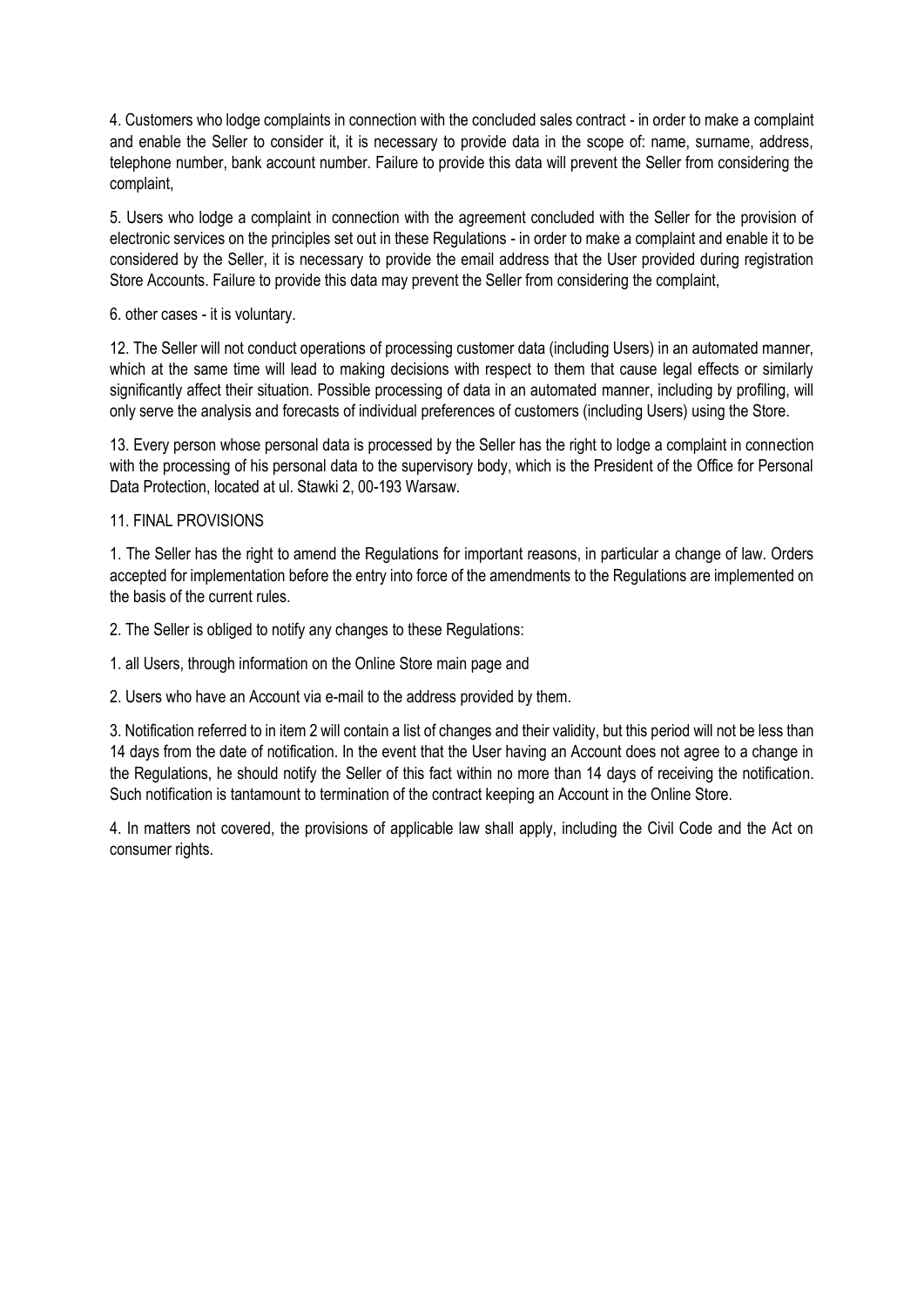4. Customers who lodge complaints in connection with the concluded sales contract - in order to make a complaint and enable the Seller to consider it, it is necessary to provide data in the scope of: name, surname, address, telephone number, bank account number. Failure to provide this data will prevent the Seller from considering the complaint,

5. Users who lodge a complaint in connection with the agreement concluded with the Seller for the provision of electronic services on the principles set out in these Regulations - in order to make a complaint and enable it to be considered by the Seller, it is necessary to provide the email address that the User provided during registration Store Accounts. Failure to provide this data may prevent the Seller from considering the complaint,

6. other cases - it is voluntary.

12. The Seller will not conduct operations of processing customer data (including Users) in an automated manner, which at the same time will lead to making decisions with respect to them that cause legal effects or similarly significantly affect their situation. Possible processing of data in an automated manner, including by profiling, will only serve the analysis and forecasts of individual preferences of customers (including Users) using the Store.

13. Every person whose personal data is processed by the Seller has the right to lodge a complaint in connection with the processing of his personal data to the supervisory body, which is the President of the Office for Personal Data Protection, located at ul. Stawki 2, 00-193 Warsaw.

## 11. FINAL PROVISIONS

1. The Seller has the right to amend the Regulations for important reasons, in particular a change of law. Orders accepted for implementation before the entry into force of the amendments to the Regulations are implemented on the basis of the current rules.

2. The Seller is obliged to notify any changes to these Regulations:

1. all Users, through information on the Online Store main page and

2. Users who have an Account via e-mail to the address provided by them.

3. Notification referred to in item 2 will contain a list of changes and their validity, but this period will not be less than 14 days from the date of notification. In the event that the User having an Account does not agree to a change in the Regulations, he should notify the Seller of this fact within no more than 14 days of receiving the notification. Such notification is tantamount to termination of the contract keeping an Account in the Online Store.

4. In matters not covered, the provisions of applicable law shall apply, including the Civil Code and the Act on consumer rights.